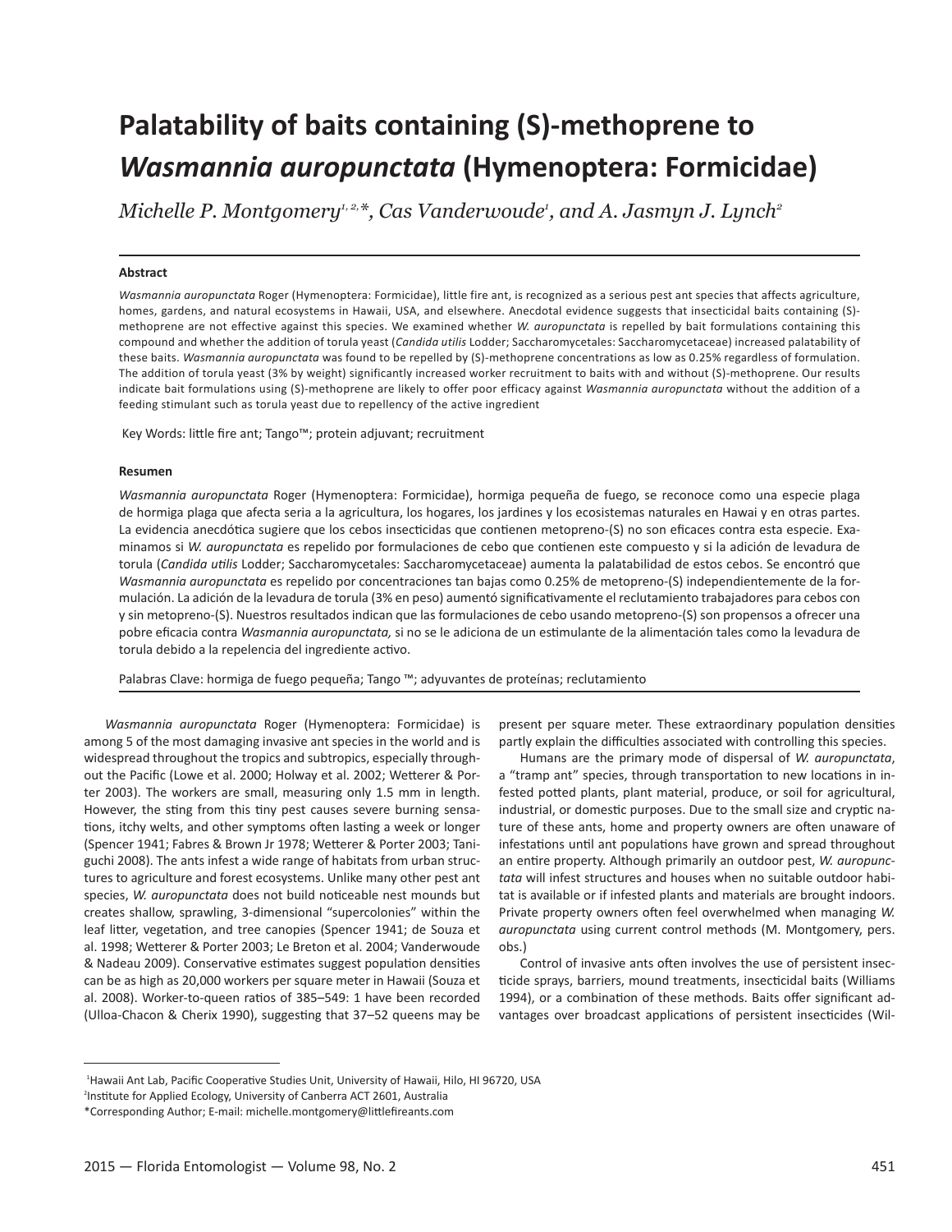# Palatability of baits containing (S)-methoprene to *Wasmannia auropunctata* (Hymenoptera: Formicidae)

*Michelle P. Montgomery[1,2,*], Cas Vanderwoude[1], and A. Jasmyn J. Lynch[2]*

## Abstract

*Wasmannia auropunctata* Roger (Hymenoptera: Formicidae), little fire ant, is recognized as a serious pest ant species that affects agriculture, homes, gardens, and natural ecosystems in Hawaii, USA, and elsewhere. Anecdotal evidence suggests that insecticidal baits containing (S)-methoprene are not effective against this species. We examined whether *W. auropunctata* is repelled by bait formulations containing this compound and whether the addition of torula yeast (*Candida utilis* Lodder; Saccharomycetales: Saccharomycetaceae) increased palatability of these baits. *Wasmannia auropunctata* was found to be repelled by (S)-methoprene concentrations as low as 0.25% regardless of formulation. The addition of torula yeast (3% by weight) significantly increased worker recruitment to baits with and without (S)-methoprene. Our results indicate bait formulations using (S)-methoprene are likely to offer poor efficacy against *Wasmannia auropunctata* without the addition of a feeding stimulant such as torula yeast due to repellency of the active ingredient

Key Words: little fire ant; Tango™; protein adjuvant; recruitment

## Resumen

*Wasmannia auropunctata* Roger (Hymenoptera: Formicidae), hormiga pequeña de fuego, se reconoce como una especie plaga de hormiga plaga que afecta seria a la agricultura, los hogares, los jardines y los ecosistemas naturales en Hawai y en otras partes. La evidencia anecdótica sugiere que los cebos insecticidas que contienen metopreno-(S) no son eficaces contra esta especie. Examinamos si *W. auropunctata* es repelido por formulaciones de cebo que contienen este compuesto y si la adición de levadura de torula (*Candida utilis* Lodder; Saccharomycetales: Saccharomycetaceae) aumenta la palatabilidad de estos cebos. Se encontró que *Wasmannia auropunctata* es repelido por concentraciones tan bajas como 0.25% de metopreno-(S) independientemente de la formulación. La adición de la levadura de torula (3% en peso) aumentó significativamente el reclutamiento trabajadores para cebos con y sin metopreno-(S). Nuestros resultados indican que las formulaciones de cebo usando metopreno-(S) son propensos a ofrecer una pobre eficacia contra *Wasmannia auropunctata,* si no se le adiciona de un estimulante de la alimentación tales como la levadura de torula debido a la repelencia del ingrediente activo.

Palabras Clave: hormiga de fuego pequeña; Tango ™; adyuvantes de proteínas; reclutamiento

*Wasmannia auropunctata* Roger (Hymenoptera: Formicidae) is among 5 of the most damaging invasive ant species in the world and is widespread throughout the tropics and subtropics, especially throughout the Pacific (Lowe et al. 2000; Holway et al. 2002; Wetterer & Porter 2003). The workers are small, measuring only 1.5 mm in length. However, the sting from this tiny pest causes severe burning sensations, itchy welts, and other symptoms often lasting a week or longer (Spencer 1941; Fabres & Brown Jr 1978; Wetterer & Porter 2003; Taniguchi 2008). The ants infest a wide range of habitats from urban structures to agriculture and forest ecosystems. Unlike many other pest ant species, *W. auropunctata* does not build noticeable nest mounds but creates shallow, sprawling, 3-dimensional "supercolonies" within the leaf litter, vegetation, and tree canopies (Spencer 1941; de Souza et al. 1998; Wetterer & Porter 2003; Le Breton et al. 2004; Vanderwoude & Nadeau 2009). Conservative estimates suggest population densities can be as high as 20,000 workers per square meter in Hawaii (Souza et al. 2008). Worker-to-queen ratios of 385–549: 1 have been recorded (Ulloa-Chacon & Cherix 1990), suggesting that 37–52 queens may be present per square meter. These extraordinary population densities partly explain the difficulties associated with controlling this species.

Humans are the primary mode of dispersal of *W. auropunctata*, a "tramp ant" species, through transportation to new locations in infested potted plants, plant material, produce, or soil for agricultural, industrial, or domestic purposes. Due to the small size and cryptic nature of these ants, home and property owners are often unaware of infestations until ant populations have grown and spread throughout an entire property. Although primarily an outdoor pest, *W. auropunctata* will infest structures and houses when no suitable outdoor habitat is available or if infested plants and materials are brought indoors. Private property owners often feel overwhelmed when managing *W. auropunctata* using current control methods (M. Montgomery, pers. obs.)

Control of invasive ants often involves the use of persistent insecticide sprays, barriers, mound treatments, insecticidal baits (Williams 1994), or a combination of these methods. Baits offer significant advantages over broadcast applications of persistent insecticides (Wil-

---

[1]Hawaii Ant Lab, Pacific Cooperative Studies Unit, University of Hawaii, Hilo, HI 96720, USA
[2]Institute for Applied Ecology, University of Canberra ACT 2601, Australia
*Corresponding Author; E-mail: michelle.montgomery@littlefireants.com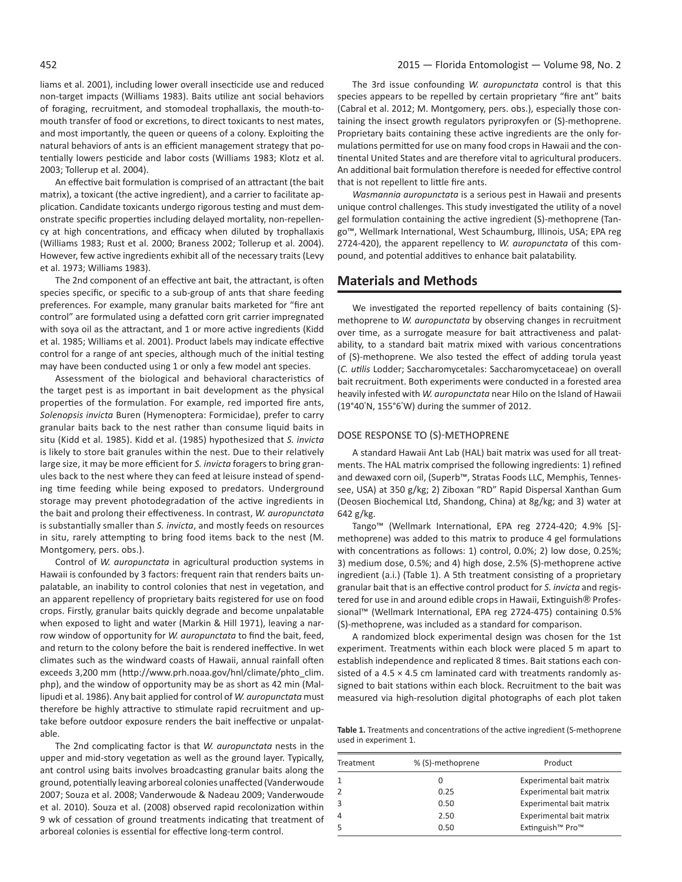liams et al. 2001), including lower overall insecticide use and reduced non-target impacts (Williams 1983). Baits utilize ant social behaviors of foraging, recruitment, and stomodeal trophallaxis, the mouth-to-mouth transfer of food or excretions, to direct toxicants to nest mates, and most importantly, the queen or queens of a colony. Exploiting the natural behaviors of ants is an efficient management strategy that potentially lowers pesticide and labor costs (Williams 1983; Klotz et al. 2003; Tollerup et al. 2004).

An effective bait formulation is comprised of an attractant (the bait matrix), a toxicant (the active ingredient), and a carrier to facilitate application. Candidate toxicants undergo rigorous testing and must demonstrate specific properties including delayed mortality, non-repellency at high concentrations, and efficacy when diluted by trophallaxis (Williams 1983; Rust et al. 2000; Braness 2002; Tollerup et al. 2004). However, few active ingredients exhibit all of the necessary traits (Levy et al. 1973; Williams 1983).

The 2nd component of an effective ant bait, the attractant, is often species specific, or specific to a sub-group of ants that share feeding preferences. For example, many granular baits marketed for "fire ant control" are formulated using a defatted corn grit carrier impregnated with soya oil as the attractant, and 1 or more active ingredients (Kidd et al. 1985; Williams et al. 2001). Product labels may indicate effective control for a range of ant species, although much of the initial testing may have been conducted using 1 or only a few model ant species.

Assessment of the biological and behavioral characteristics of the target pest is as important in bait development as the physical properties of the formulation. For example, red imported fire ants, *Solenopsis invicta* Buren (Hymenoptera: Formicidae), prefer to carry granular baits back to the nest rather than consume liquid baits in situ (Kidd et al. 1985). Kidd et al. (1985) hypothesized that *S. invicta* is likely to store bait granules within the nest. Due to their relatively large size, it may be more efficient for *S. invicta* foragers to bring granules back to the nest where they can feed at leisure instead of spending time feeding while being exposed to predators. Underground storage may prevent photodegradation of the active ingredients in the bait and prolong their effectiveness. In contrast, *W. auropunctata* is substantially smaller than *S. invicta*, and mostly feeds on resources in situ, rarely attempting to bring food items back to the nest (M. Montgomery, pers. obs.).

Control of *W. auropunctata* in agricultural production systems in Hawaii is confounded by 3 factors: frequent rain that renders baits unpalatable, an inability to control colonies that nest in vegetation, and an apparent repellency of proprietary baits registered for use on food crops. Firstly, granular baits quickly degrade and become unpalatable when exposed to light and water (Markin & Hill 1971), leaving a narrow window of opportunity for *W. auropunctata* to find the bait, feed, and return to the colony before the bait is rendered ineffective. In wet climates such as the windward coasts of Hawaii, annual rainfall often exceeds 3,200 mm (http://www.prh.noaa.gov/hnl/climate/phto_clim.php), and the window of opportunity may be as short as 42 min (Mallipudi et al. 1986). Any bait applied for control of *W. auropunctata* must therefore be highly attractive to stimulate rapid recruitment and uptake before outdoor exposure renders the bait ineffective or unpalatable.

The 2nd complicating factor is that *W. auropunctata* nests in the upper and mid-story vegetation as well as the ground layer. Typically, ant control using baits involves broadcasting granular baits along the ground, potentially leaving arboreal colonies unaffected (Vanderwoude 2007; Souza et al. 2008; Vanderwoude & Nadeau 2009; Vanderwoude et al. 2010). Souza et al. (2008) observed rapid recolonization within 9 wk of cessation of ground treatments indicating that treatment of arboreal colonies is essential for effective long-term control.

The 3rd issue confounding *W. auropunctata* control is that this species appears to be repelled by certain proprietary "fire ant" baits (Cabral et al. 2012; M. Montgomery, pers. obs.), especially those containing the insect growth regulators pyriproxyfen or (S)-methoprene. Proprietary baits containing these active ingredients are the only formulations permitted for use on many food crops in Hawaii and the continental United States and are therefore vital to agricultural producers. An additional bait formulation therefore is needed for effective control that is not repellent to little fire ants.

*Wasmannia auropunctata* is a serious pest in Hawaii and presents unique control challenges. This study investigated the utility of a novel gel formulation containing the active ingredient (S)-methoprene (Tango™, Wellmark International, West Schaumburg, Illinois, USA; EPA reg 2724-420), the apparent repellency to *W. auropunctata* of this compound, and potential additives to enhance bait palatability.

## Materials and Methods

We investigated the reported repellency of baits containing (S)-methoprene to *W. auropunctata* by observing changes in recruitment over time, as a surrogate measure for bait attractiveness and palatability, to a standard bait matrix mixed with various concentrations of (S)-methoprene. We also tested the effect of adding torula yeast (*C. utilis* Lodder; Saccharomycetales: Saccharomycetaceae) on overall bait recruitment. Both experiments were conducted in a forested area heavily infested with *W. auropunctata* near Hilo on the Island of Hawaii (19°40ʹN, 155°6ʹW) during the summer of 2012.

### DOSE RESPONSE TO (S)-METHOPRENE

A standard Hawaii Ant Lab (HAL) bait matrix was used for all treatments. The HAL matrix comprised the following ingredients: 1) refined and dewaxed corn oil, (Superb™, Stratas Foods LLC, Memphis, Tennessee, USA) at 350 g/kg; 2) Ziboxan "RD" Rapid Dispersal Xanthan Gum (Deosen Biochemical Ltd, Shandong, China) at 8g/kg; and 3) water at 642 g/kg.

Tango™ (Wellmark International, EPA reg 2724-420; 4.9% [S]-methoprene) was added to this matrix to produce 4 gel formulations with concentrations as follows: 1) control, 0.0%; 2) low dose, 0.25%; 3) medium dose, 0.5%; and 4) high dose, 2.5% (S)-methoprene active ingredient (a.i.) (Table 1). A 5th treatment consisting of a proprietary granular bait that is an effective control product for *S. invicta* and registered for use in and around edible crops in Hawaii, Extinguish® Professional™ (Wellmark International, EPA reg 2724-475) containing 0.5% (S)-methoprene, was included as a standard for comparison.

A randomized block experimental design was chosen for the 1st experiment. Treatments within each block were placed 5 m apart to establish independence and replicated 8 times. Bait stations each consisted of a 4.5 × 4.5 cm laminated card with treatments randomly assigned to bait stations within each block. Recruitment to the bait was measured via high-resolution digital photographs of each plot taken

**Table 1.** Treatments and concentrations of the active ingredient (S-methoprene used in experiment 1.

| Treatment | % (S)-methoprene | Product |
|---|---|---|
| 1 | 0 | Experimental bait matrix |
| 2 | 0.25 | Experimental bait matrix |
| 3 | 0.50 | Experimental bait matrix |
| 4 | 2.50 | Experimental bait matrix |
| 5 | 0.50 | Extinguish™ Pro™ |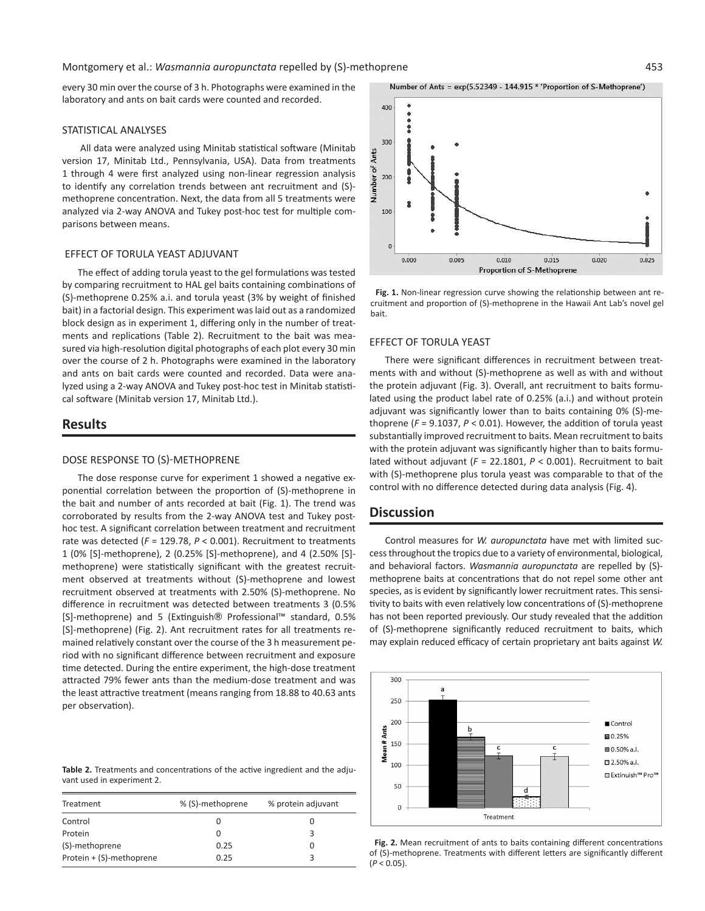every 30 min over the course of 3 h. Photographs were examined in the laboratory and ants on bait cards were counted and recorded.

### STATISTICAL ANALYSES

All data were analyzed using Minitab statistical software (Minitab version 17, Minitab Ltd., Pennsylvania, USA). Data from treatments 1 through 4 were first analyzed using non-linear regression analysis to identify any correlation trends between ant recruitment and (S)-methoprene concentration. Next, the data from all 5 treatments were analyzed via 2-way ANOVA and Tukey post-hoc test for multiple comparisons between means.

### EFFECT OF TORULA YEAST ADJUVANT

The effect of adding torula yeast to the gel formulations was tested by comparing recruitment to HAL gel baits containing combinations of (S)-methoprene 0.25% a.i. and torula yeast (3% by weight of finished bait) in a factorial design. This experiment was laid out as a randomized block design as in experiment 1, differing only in the number of treatments and replications (Table 2). Recruitment to the bait was measured via high-resolution digital photographs of each plot every 30 min over the course of 2 h. Photographs were examined in the laboratory and ants on bait cards were counted and recorded. Data were analyzed using a 2-way ANOVA and Tukey post-hoc test in Minitab statistical software (Minitab version 17, Minitab Ltd.).

## Results

### DOSE RESPONSE TO (S)-METHOPRENE

The dose response curve for experiment 1 showed a negative exponential correlation between the proportion of (S)-methoprene in the bait and number of ants recorded at bait (Fig. 1). The trend was corroborated by results from the 2-way ANOVA test and Tukey post-hoc test. A significant correlation between treatment and recruitment rate was detected ($F = 129.78$, $P < 0.001$). Recruitment to treatments 1 (0% [S]-methoprene), 2 (0.25% [S]-methoprene), and 4 (2.50% [S]-methoprene) were statistically significant with the greatest recruitment observed at treatments without (S)-methoprene and lowest recruitment observed at treatments with 2.50% (S)-methoprene. No difference in recruitment was detected between treatments 3 (0.5% [S]-methoprene) and 5 (Extinguish® Professional™ standard, 0.5% [S]-methoprene) (Fig. 2). Ant recruitment rates for all treatments remained relatively constant over the course of the 3 h measurement period with no significant difference between recruitment and exposure time detected. During the entire experiment, the high-dose treatment attracted 79% fewer ants than the medium-dose treatment and was the least attractive treatment (means ranging from 18.88 to 40.63 ants per observation).

**Table 2.** Treatments and concentrations of the active ingredient and the adjuvant used in experiment 2.

| Treatment | % (S)-methoprene | % protein adjuvant |
|---|---|---|
| Control | 0 | 0 |
| Protein | 0 | 3 |
| (S)-methoprene | 0.25 | 0 |
| Protein + (S)-methoprene | 0.25 | 3 |

**Fig. 1.** Non-linear regression curve showing the relationship between ant recruitment and proportion of (S)-methoprene in the Hawaii Ant Lab's novel gel bait.

### EFFECT OF TORULA YEAST

There were significant differences in recruitment between treatments with and without (S)-methoprene as well as with and without the protein adjuvant (Fig. 3). Overall, ant recruitment to baits formulated using the product label rate of 0.25% (a.i.) and without protein adjuvant was significantly lower than to baits containing 0% (S)-methoprene ($F = 9.1037$, $P < 0.01$). However, the addition of torula yeast substantially improved recruitment to baits. Mean recruitment to baits with the protein adjuvant was significantly higher than to baits formulated without adjuvant ($F = 22.1801$, $P < 0.001$). Recruitment to bait with (S)-methoprene plus torula yeast was comparable to that of the control with no difference detected during data analysis (Fig. 4).

## Discussion

Control measures for *W. auropunctata* have met with limited success throughout the tropics due to a variety of environmental, biological, and behavioral factors. *Wasmannia auropunctata* are repelled by (S)-methoprene baits at concentrations that do not repel some other ant species, as is evident by significantly lower recruitment rates. This sensitivity to baits with even relatively low concentrations of (S)-methoprene has not been reported previously. Our study revealed that the addition of (S)-methoprene significantly reduced recruitment to baits, which may explain reduced efficacy of certain proprietary ant baits against *W.*

**Fig. 2.** Mean recruitment of ants to baits containing different concentrations of (S)-methoprene. Treatments with different letters are significantly different ($P < 0.05$).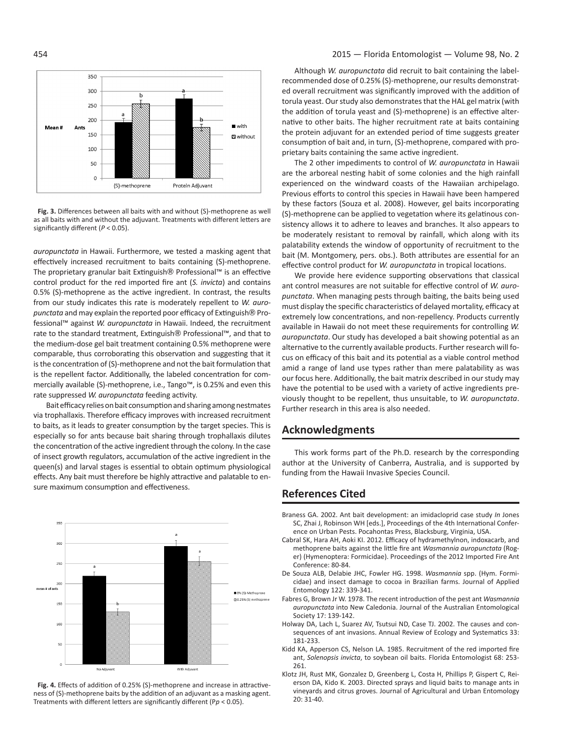**Fig. 3.** Differences between all baits with and without (S)-methoprene as well as all baits with and without the adjuvant. Treatments with different letters are significantly different ($P < 0.05$).

*auropunctata* in Hawaii. Furthermore, we tested a masking agent that effectively increased recruitment to baits containing (S)-methoprene. The proprietary granular bait Extinguish® Professional™ is an effective control product for the red imported fire ant (*S. invicta*) and contains 0.5% (S)-methoprene as the active ingredient. In contrast, the results from our study indicates this rate is moderately repellent to *W. auropunctata* and may explain the reported poor efficacy of Extinguish® Professional™ against *W. auropunctata* in Hawaii. Indeed, the recruitment rate to the standard treatment, Extinguish® Professional™, and that to the medium-dose gel bait treatment containing 0.5% methoprene were comparable, thus corroborating this observation and suggesting that it is the concentration of (S)-methoprene and not the bait formulation that is the repellent factor. Additionally, the labeled concentration for commercially available (S)-methoprene, i.e., Tango™, is 0.25% and even this rate suppressed *W. auropunctata* feeding activity.

Bait efficacy relies on bait consumption and sharing among nestmates via trophallaxis. Therefore efficacy improves with increased recruitment to baits, as it leads to greater consumption by the target species. This is especially so for ants because bait sharing through trophallaxis dilutes the concentration of the active ingredient through the colony. In the case of insect growth regulators, accumulation of the active ingredient in the queen(s) and larval stages is essential to obtain optimum physiological effects. Any bait must therefore be highly attractive and palatable to ensure maximum consumption and effectiveness.

**Fig. 4.** Effects of addition of 0.25% (S)-methoprene and increase in attractiveness of (S)-methoprene baits by the addition of an adjuvant as a masking agent. Treatments with different letters are significantly different ($Pp < 0.05$).

Although *W. auropunctata* did recruit to bait containing the label-recommended dose of 0.25% (S)-methoprene, our results demonstrated overall recruitment was significantly improved with the addition of torula yeast. Our study also demonstrates that the HAL gel matrix (with the addition of torula yeast and (S)-methoprene) is an effective alternative to other baits. The higher recruitment rate at baits containing the protein adjuvant for an extended period of time suggests greater consumption of bait and, in turn, (S)-methoprene, compared with proprietary baits containing the same active ingredient.

The 2 other impediments to control of *W. auropunctata* in Hawaii are the arboreal nesting habit of some colonies and the high rainfall experienced on the windward coasts of the Hawaiian archipelago. Previous efforts to control this species in Hawaii have been hampered by these factors (Souza et al. 2008). However, gel baits incorporating (S)-methoprene can be applied to vegetation where its gelatinous consistency allows it to adhere to leaves and branches. It also appears to be moderately resistant to removal by rainfall, which along with its palatability extends the window of opportunity of recruitment to the bait (M. Montgomery, pers. obs.). Both attributes are essential for an effective control product for *W. auropunctata* in tropical locations.

We provide here evidence supporting observations that classical ant control measures are not suitable for effective control of *W. auropunctata*. When managing pests through baiting, the baits being used must display the specific characteristics of delayed mortality, efficacy at extremely low concentrations, and non-repellency. Products currently available in Hawaii do not meet these requirements for controlling *W. auropunctata*. Our study has developed a bait showing potential as an alternative to the currently available products. Further research will focus on efficacy of this bait and its potential as a viable control method amid a range of land use types rather than mere palatability as was our focus here. Additionally, the bait matrix described in our study may have the potential to be used with a variety of active ingredients previously thought to be repellent, thus unsuitable, to *W. auropunctata*. Further research in this area is also needed.

## Acknowledgments

This work forms part of the Ph.D. research by the corresponding author at the University of Canberra, Australia, and is supported by funding from the Hawaii Invasive Species Council.

## References Cited

Braness GA. 2002. Ant bait development: an imidacloprid case study *In* Jones SC, Zhai J, Robinson WH [eds.], Proceedings of the 4th International Conference on Urban Pests. Pocahontas Press, Blacksburg, Virginia, USA.

Cabral SK, Hara AH, Aoki KI. 2012. Efficacy of hydramethylnon, indoxacarb, and methoprene baits against the little fire ant *Wasmannia auropunctata* (Roger) (Hymenoptera: Formicidae). Proceedings of the 2012 Imported Fire Ant Conference: 80-84.

De Souza ALB, Delabie JHC, Fowler HG. 1998. *Wasmannia* spp. (Hym. Formicidae) and insect damage to cocoa in Brazilian farms. Journal of Applied Entomology 122: 339-341.

Fabres G, Brown Jr W. 1978. The recent introduction of the pest ant *Wasmannia auropunctata* into New Caledonia. Journal of the Australian Entomological Society 17: 139-142.

Holway DA, Lach L, Suarez AV, Tsutsui ND, Case TJ. 2002. The causes and consequences of ant invasions. Annual Review of Ecology and Systematics 33: 181-233.

Kidd KA, Apperson CS, Nelson LA. 1985. Recruitment of the red imported fire ant, *Solenopsis invicta*, to soybean oil baits. Florida Entomologist 68: 253-261.

Klotz JH, Rust MK, Gonzalez D, Greenberg L, Costa H, Phillips P, Gispert C, Reierson DA, Kido K. 2003. Directed sprays and liquid baits to manage ants in vineyards and citrus groves. Journal of Agricultural and Urban Entomology 20: 31-40.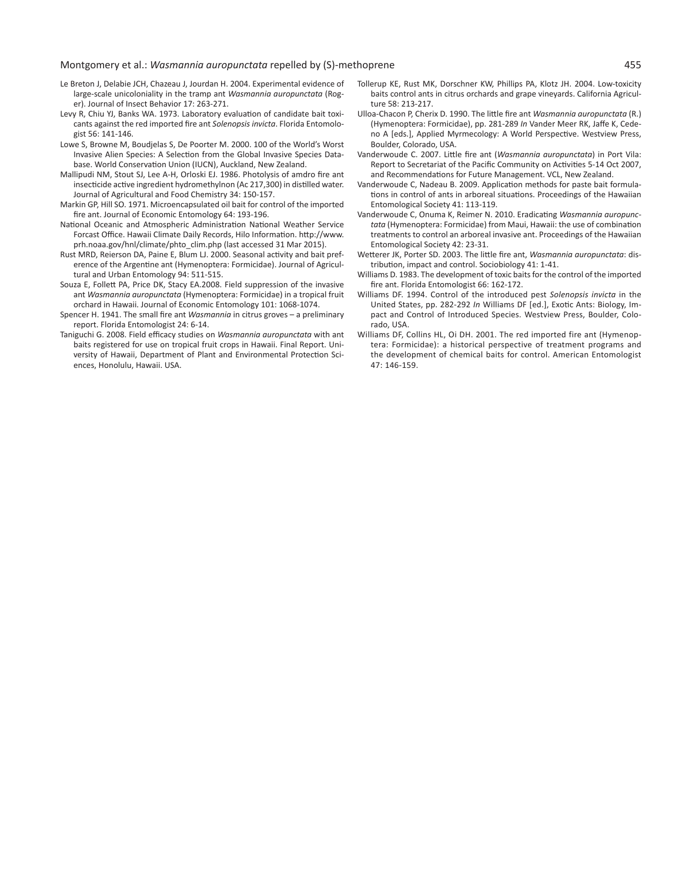Le Breton J, Delabie JCH, Chazeau J, Jourdan H. 2004. Experimental evidence of large-scale unicoloniality in the tramp ant *Wasmannia auropunctata* (Roger). Journal of Insect Behavior 17: 263-271.

Levy R, Chiu YJ, Banks WA. 1973. Laboratory evaluation of candidate bait toxicants against the red imported fire ant *Solenopsis invicta*. Florida Entomologist 56: 141-146.

Lowe S, Browne M, Boudjelas S, De Poorter M. 2000. 100 of the World's Worst Invasive Alien Species: A Selection from the Global Invasive Species Database. World Conservation Union (IUCN), Auckland, New Zealand.

Mallipudi NM, Stout SJ, Lee A-H, Orloski EJ. 1986. Photolysis of amdro fire ant insecticide active ingredient hydromethylnon (Ac 217,300) in distilled water. Journal of Agricultural and Food Chemistry 34: 150-157.

Markin GP, Hill SO. 1971. Microencapsulated oil bait for control of the imported fire ant. Journal of Economic Entomology 64: 193-196.

National Oceanic and Atmospheric Administration National Weather Service Forcast Office. Hawaii Climate Daily Records, Hilo Information. http://www.prh.noaa.gov/hnl/climate/phto_clim.php (last accessed 31 Mar 2015).

Rust MRD, Reierson DA, Paine E, Blum LJ. 2000. Seasonal activity and bait preference of the Argentine ant (Hymenoptera: Formicidae). Journal of Agricultural and Urban Entomology 94: 511-515.

Souza E, Follett PA, Price DK, Stacy EA.2008. Field suppression of the invasive ant *Wasmannia auropunctata* (Hymenoptera: Formicidae) in a tropical fruit orchard in Hawaii. Journal of Economic Entomology 101: 1068-1074.

Spencer H. 1941. The small fire ant *Wasmannia* in citrus groves – a preliminary report. Florida Entomologist 24: 6-14.

Taniguchi G. 2008. Field efficacy studies on *Wasmannia auropunctata* with ant baits registered for use on tropical fruit crops in Hawaii. Final Report. University of Hawaii, Department of Plant and Environmental Protection Sciences, Honolulu, Hawaii. USA.

Tollerup KE, Rust MK, Dorschner KW, Phillips PA, Klotz JH. 2004. Low-toxicity baits control ants in citrus orchards and grape vineyards. California Agriculture 58: 213-217.

Ulloa-Chacon P, Cherix D. 1990. The little fire ant *Wasmannia auropunctata* (R.) (Hymenoptera: Formicidae), pp. 281-289 *In* Vander Meer RK, Jaffe K, Cedeno A [eds.], Applied Myrmecology: A World Perspective. Westview Press, Boulder, Colorado, USA.

Vanderwoude C. 2007. Little fire ant (*Wasmannia auropunctata*) in Port Vila: Report to Secretariat of the Pacific Community on Activities 5-14 Oct 2007, and Recommendations for Future Management. VCL, New Zealand.

Vanderwoude C, Nadeau B. 2009. Application methods for paste bait formulations in control of ants in arboreal situations. Proceedings of the Hawaiian Entomological Society 41: 113-119.

Vanderwoude C, Onuma K, Reimer N. 2010. Eradicating *Wasmannia auropunctata* (Hymenoptera: Formicidae) from Maui, Hawaii: the use of combination treatments to control an arboreal invasive ant. Proceedings of the Hawaiian Entomological Society 42: 23-31.

Wetterer JK, Porter SD. 2003. The little fire ant, *Wasmannia auropunctata*: distribution, impact and control. Sociobiology 41: 1-41.

Williams D. 1983. The development of toxic baits for the control of the imported fire ant. Florida Entomologist 66: 162-172.

Williams DF. 1994. Control of the introduced pest *Solenopsis invicta* in the United States, pp. 282-292 *In* Williams DF [ed.], Exotic Ants: Biology, Impact and Control of Introduced Species. Westview Press, Boulder, Colorado, USA.

Williams DF, Collins HL, Oi DH. 2001. The red imported fire ant (Hymenoptera: Formicidae): a historical perspective of treatment programs and the development of chemical baits for control. American Entomologist 47: 146-159.